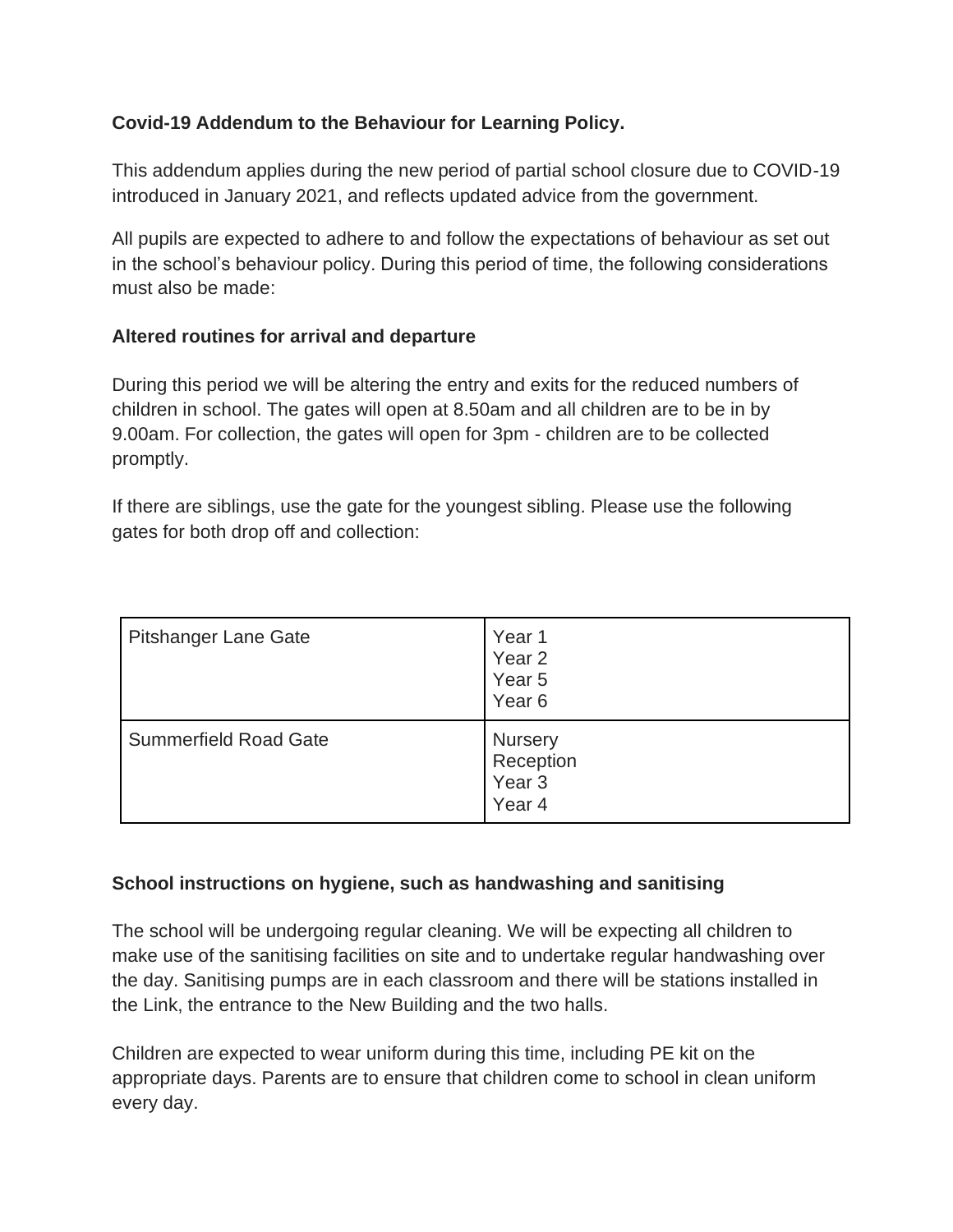**Covid-19 Addendum to the Behaviour for Learning Policy.**

This addendum applies during the new period of partial school closure due to COVID-19 introduced in January 2021, and reflects updated advice from the government.

All pupils are expected to adhere to and follow the expectations of behaviour as set out in the school's behaviour policy. During this period of time, the following considerations must also be made:

**Altered routines for arrival and departure**

During this period we will be altering the entry and exits for the reduced numbers of children in school. The gates will open at 8.50am and all children are to be in by 9.00am. For collection, the gates will open for 3pm - children are to be collected promptly.

If there are siblings, use the gate for the youngest sibling. Please use the following gates for both drop off and collection:

| | |
|---|---|
| Pitshanger Lane Gate | Year 1<br>Year 2<br>Year 5<br>Year 6 |
| Summerfield Road Gate | Nursery<br>Reception<br>Year 3<br>Year 4 |

**School instructions on hygiene, such as handwashing and sanitising**

The school will be undergoing regular cleaning. We will be expecting all children to make use of the sanitising facilities on site and to undertake regular handwashing over the day. Sanitising pumps are in each classroom and there will be stations installed in the Link, the entrance to the New Building and the two halls.

Children are expected to wear uniform during this time, including PE kit on the appropriate days. Parents are to ensure that children come to school in clean uniform every day.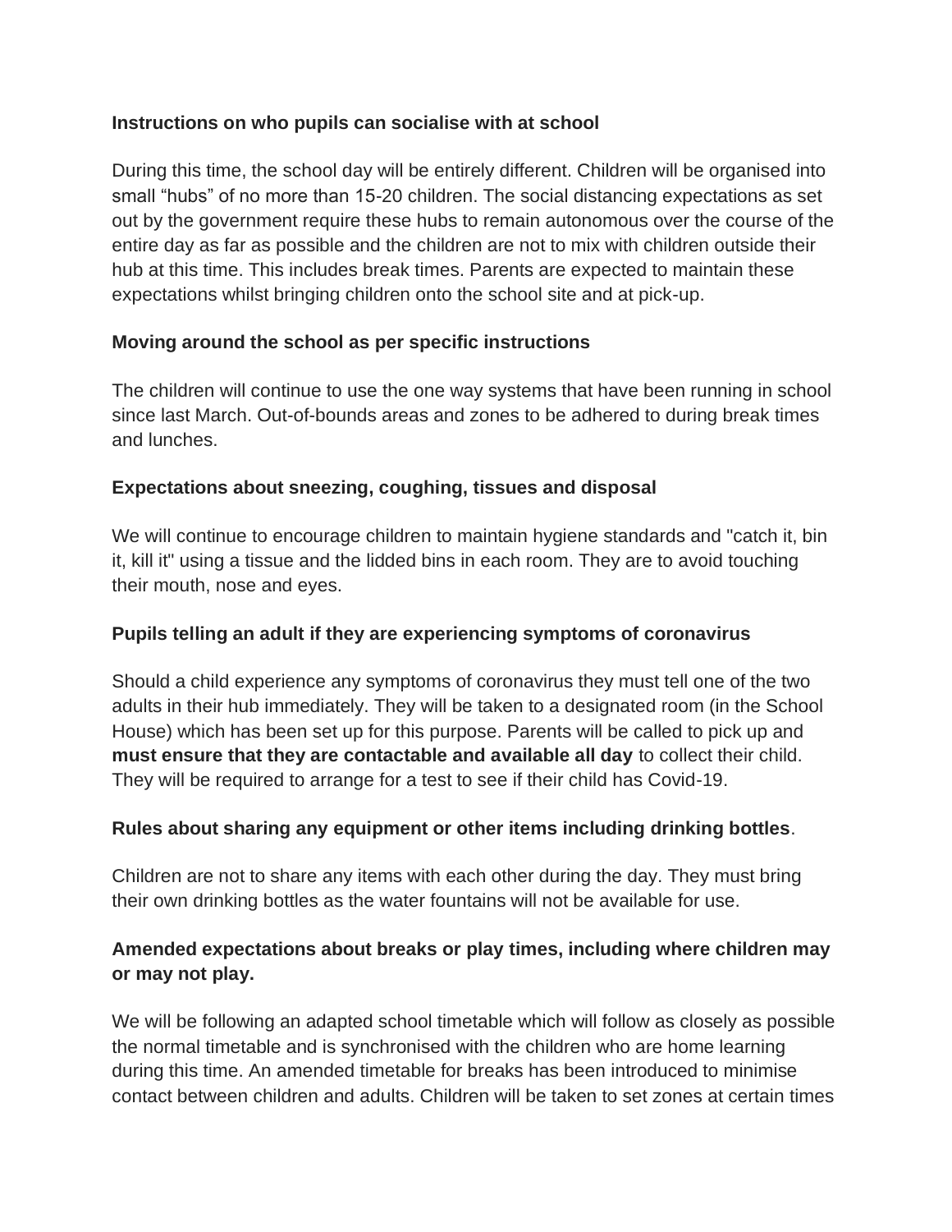**Instructions on who pupils can socialise with at school**

During this time, the school day will be entirely different. Children will be organised into small "hubs" of no more than 15-20 children. The social distancing expectations as set out by the government require these hubs to remain autonomous over the course of the entire day as far as possible and the children are not to mix with children outside their hub at this time. This includes break times. Parents are expected to maintain these expectations whilst bringing children onto the school site and at pick-up.

**Moving around the school as per specific instructions**

The children will continue to use the one way systems that have been running in school since last March. Out-of-bounds areas and zones to be adhered to during break times and lunches.

**Expectations about sneezing, coughing, tissues and disposal**

We will continue to encourage children to maintain hygiene standards and "catch it, bin it, kill it" using a tissue and the lidded bins in each room. They are to avoid touching their mouth, nose and eyes.

**Pupils telling an adult if they are experiencing symptoms of coronavirus**

Should a child experience any symptoms of coronavirus they must tell one of the two adults in their hub immediately. They will be taken to a designated room (in the School House) which has been set up for this purpose. Parents will be called to pick up and **must ensure that they are contactable and available all day** to collect their child. They will be required to arrange for a test to see if their child has Covid-19.

**Rules about sharing any equipment or other items including drinking bottles**.

Children are not to share any items with each other during the day. They must bring their own drinking bottles as the water fountains will not be available for use.

**Amended expectations about breaks or play times, including where children may or may not play.**

We will be following an adapted school timetable which will follow as closely as possible the normal timetable and is synchronised with the children who are home learning during this time. An amended timetable for breaks has been introduced to minimise contact between children and adults. Children will be taken to set zones at certain times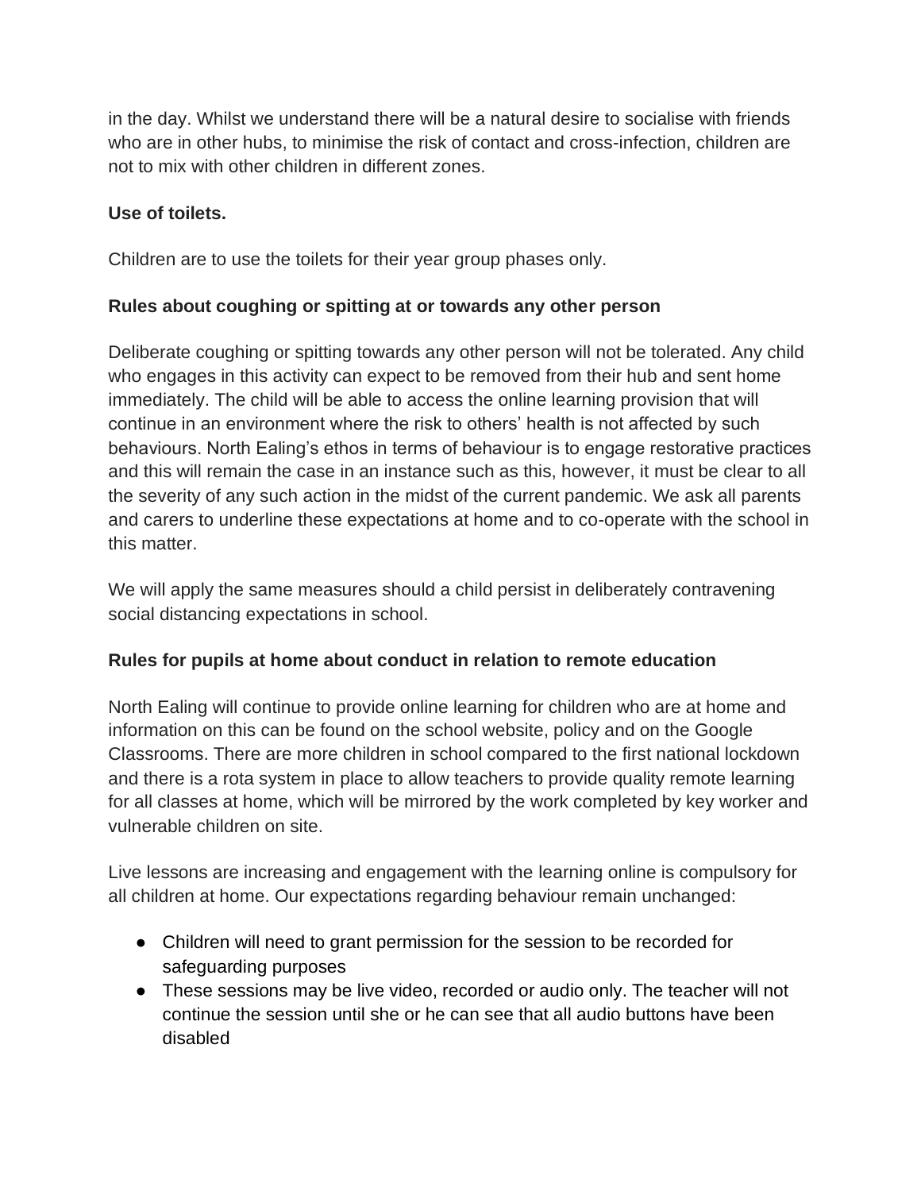in the day. Whilst we understand there will be a natural desire to socialise with friends who are in other hubs, to minimise the risk of contact and cross-infection, children are not to mix with other children in different zones.

**Use of toilets.**

Children are to use the toilets for their year group phases only.

**Rules about coughing or spitting at or towards any other person**

Deliberate coughing or spitting towards any other person will not be tolerated. Any child who engages in this activity can expect to be removed from their hub and sent home immediately. The child will be able to access the online learning provision that will continue in an environment where the risk to others' health is not affected by such behaviours. North Ealing's ethos in terms of behaviour is to engage restorative practices and this will remain the case in an instance such as this, however, it must be clear to all the severity of any such action in the midst of the current pandemic. We ask all parents and carers to underline these expectations at home and to co-operate with the school in this matter.

We will apply the same measures should a child persist in deliberately contravening social distancing expectations in school.

**Rules for pupils at home about conduct in relation to remote education**

North Ealing will continue to provide online learning for children who are at home and information on this can be found on the school website, policy and on the Google Classrooms. There are more children in school compared to the first national lockdown and there is a rota system in place to allow teachers to provide quality remote learning for all classes at home, which will be mirrored by the work completed by key worker and vulnerable children on site.

Live lessons are increasing and engagement with the learning online is compulsory for all children at home. Our expectations regarding behaviour remain unchanged:

- Children will need to grant permission for the session to be recorded for safeguarding purposes
- These sessions may be live video, recorded or audio only. The teacher will not continue the session until she or he can see that all audio buttons have been disabled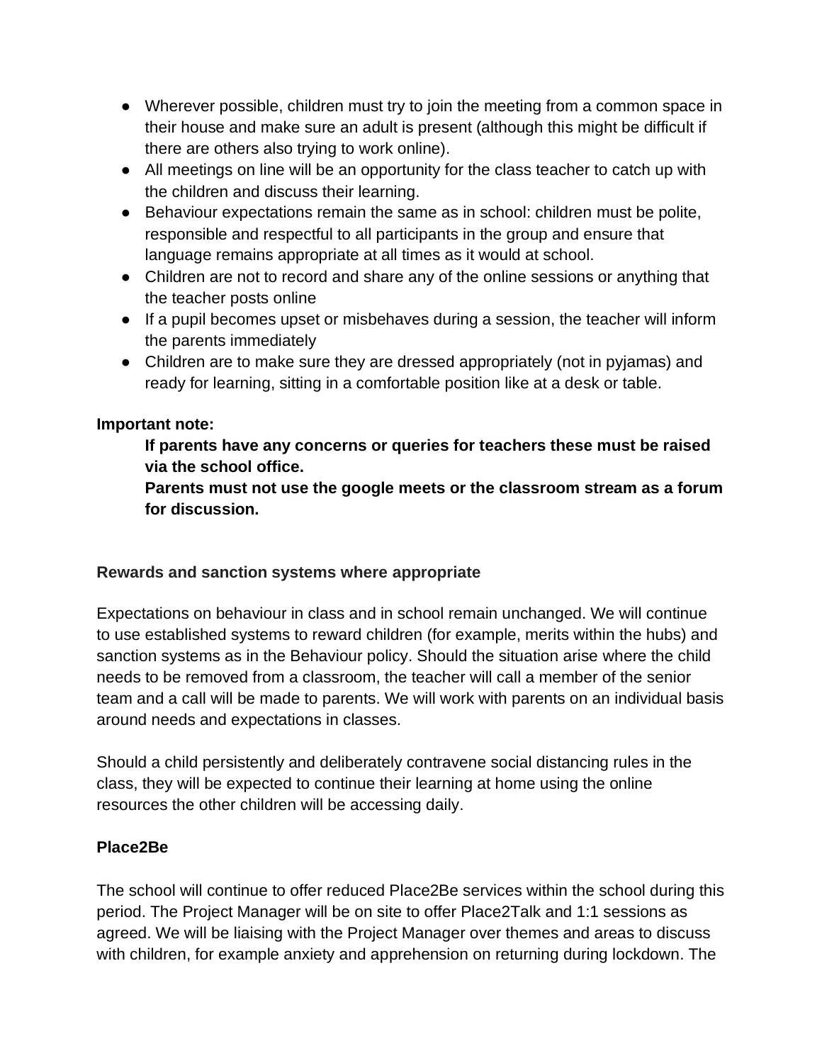- Wherever possible, children must try to join the meeting from a common space in their house and make sure an adult is present (although this might be difficult if there are others also trying to work online).
- All meetings on line will be an opportunity for the class teacher to catch up with the children and discuss their learning.
- Behaviour expectations remain the same as in school: children must be polite, responsible and respectful to all participants in the group and ensure that language remains appropriate at all times as it would at school.
- Children are not to record and share any of the online sessions or anything that the teacher posts online
- If a pupil becomes upset or misbehaves during a session, the teacher will inform the parents immediately
- Children are to make sure they are dressed appropriately (not in pyjamas) and ready for learning, sitting in a comfortable position like at a desk or table.

**Important note:**

> **If parents have any concerns or queries for teachers these must be raised via the school office.**
> **Parents must not use the google meets or the classroom stream as a forum for discussion.**

**Rewards and sanction systems where appropriate**

Expectations on behaviour in class and in school remain unchanged. We will continue to use established systems to reward children (for example, merits within the hubs) and sanction systems as in the Behaviour policy. Should the situation arise where the child needs to be removed from a classroom, the teacher will call a member of the senior team and a call will be made to parents. We will work with parents on an individual basis around needs and expectations in classes.

Should a child persistently and deliberately contravene social distancing rules in the class, they will be expected to continue their learning at home using the online resources the other children will be accessing daily.

**Place2Be**

The school will continue to offer reduced Place2Be services within the school during this period. The Project Manager will be on site to offer Place2Talk and 1:1 sessions as agreed. We will be liaising with the Project Manager over themes and areas to discuss with children, for example anxiety and apprehension on returning during lockdown. The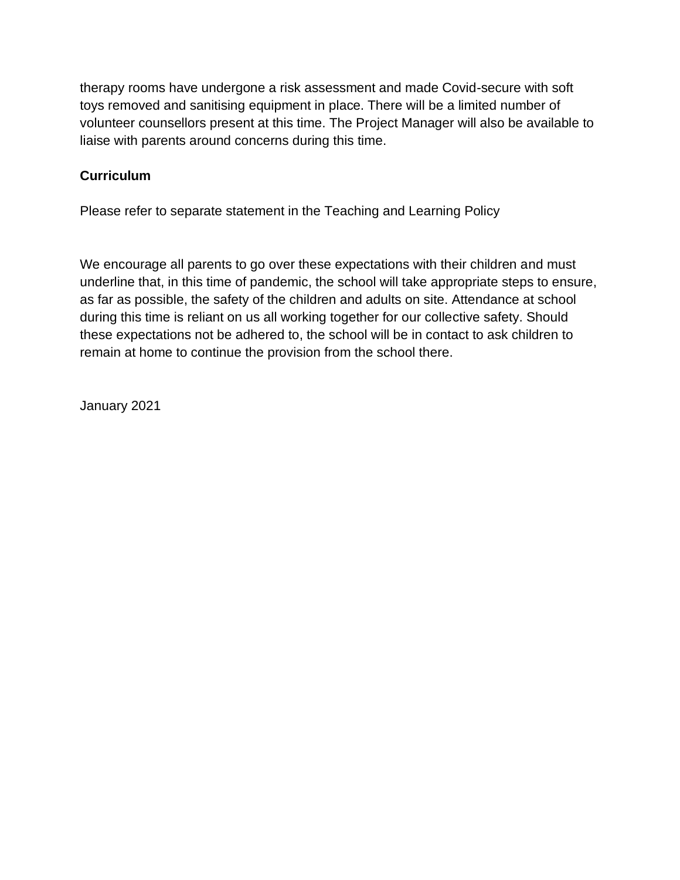therapy rooms have undergone a risk assessment and made Covid-secure with soft toys removed and sanitising equipment in place. There will be a limited number of volunteer counsellors present at this time. The Project Manager will also be available to liaise with parents around concerns during this time.

**Curriculum**

Please refer to separate statement in the Teaching and Learning Policy

We encourage all parents to go over these expectations with their children and must underline that, in this time of pandemic, the school will take appropriate steps to ensure, as far as possible, the safety of the children and adults on site. Attendance at school during this time is reliant on us all working together for our collective safety. Should these expectations not be adhered to, the school will be in contact to ask children to remain at home to continue the provision from the school there.

January 2021